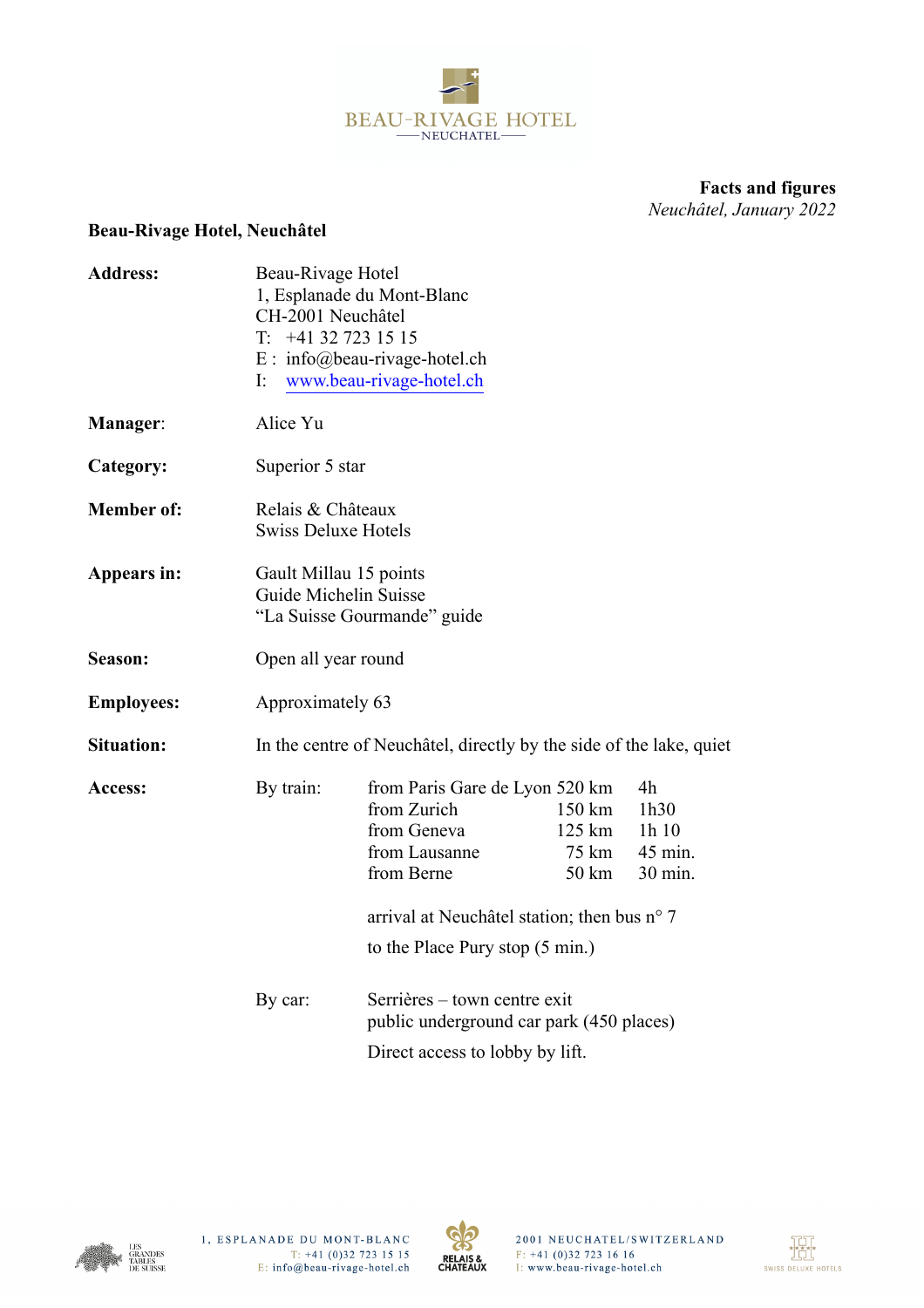BEAU-RIVAGE HOTEL
NEUCHATEL

**Facts and figures**
*Neuchâtel, January 2022*

**Beau-Rivage Hotel, Neuchâtel**

| | | | | |
|---|---|---|---|---|
| **Address:** | Beau-Rivage Hotel<br>1, Esplanade du Mont-Blanc<br>CH-2001 Neuchâtel<br>T: +41 32 723 15 15<br>E : info@beau-rivage-hotel.ch<br>I: www.beau-rivage-hotel.ch | | | |
| **Manager**: | Alice Yu | | | |
| **Category:** | Superior 5 star | | | |
| **Member of:** | Relais & Châteaux<br>Swiss Deluxe Hotels | | | |
| **Appears in:** | Gault Millau 15 points<br>Guide Michelin Suisse<br>“La Suisse Gourmande” guide | | | |
| **Season:** | Open all year round | | | |
| **Employees:** | Approximately 63 | | | |
| **Situation:** | In the centre of Neuchâtel, directly by the side of the lake, quiet | | | |
| **Access:** | By train: | from Paris Gare de Lyon | 520 km | 4h |
| | | from Zurich | 150 km | 1h30 |
| | | from Geneva | 125 km | 1h 10 |
| | | from Lausanne | 75 km | 45 min. |
| | | from Berne | 50 km | 30 min. |
| | | arrival at Neuchâtel station; then bus n° 7<br>to the Place Pury stop (5 min.) | | |
| | By car: | Serrières – town centre exit<br>public underground car park (450 places)<br>Direct access to lobby by lift. | | |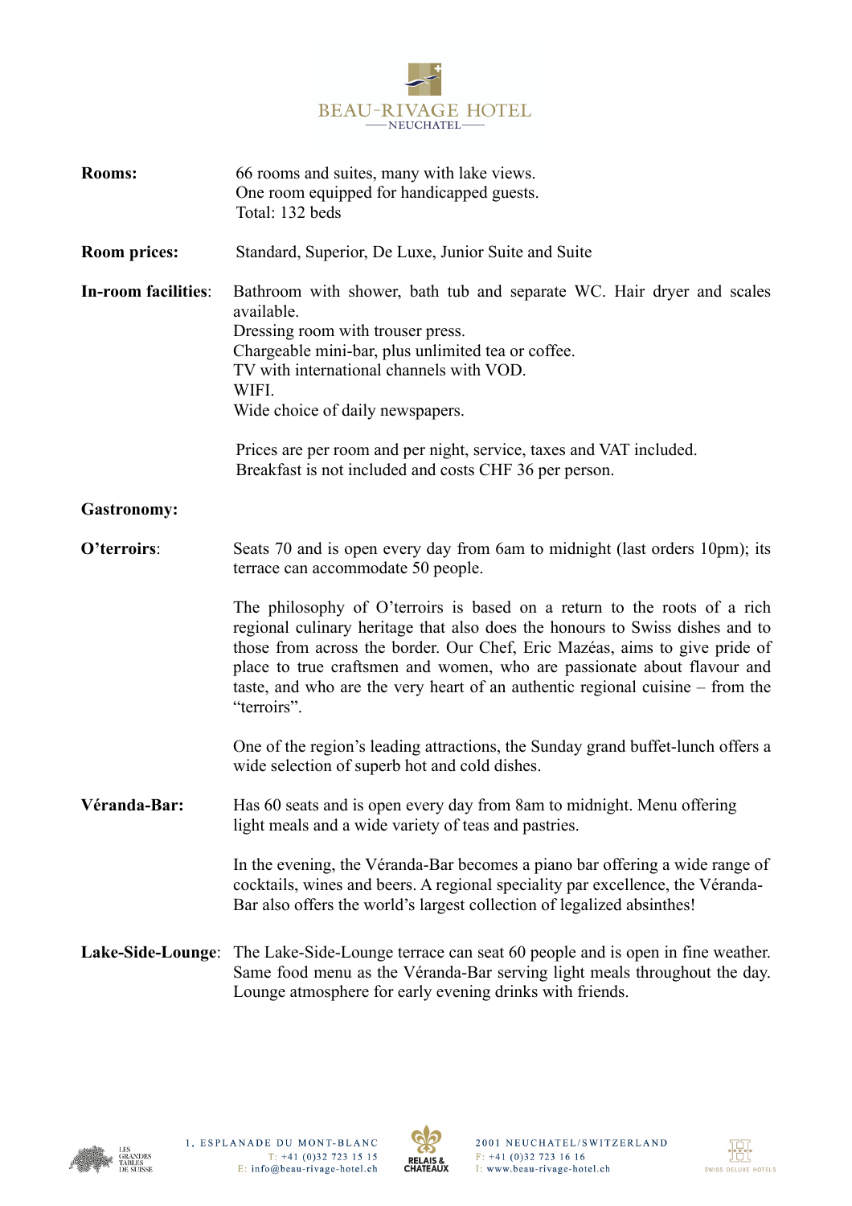BEAU-RIVAGE HOTEL
NEUCHATEL

**Rooms:** 66 rooms and suites, many with lake views.
One room equipped for handicapped guests.
Total: 132 beds

**Room prices:** Standard, Superior, De Luxe, Junior Suite and Suite

**In-room facilities**: Bathroom with shower, bath tub and separate WC. Hair dryer and scales available.
Dressing room with trouser press.
Chargeable mini-bar, plus unlimited tea or coffee.
TV with international channels with VOD.
WIFI.
Wide choice of daily newspapers.

Prices are per room and per night, service, taxes and VAT included.
Breakfast is not included and costs CHF 36 per person.

**Gastronomy:**

**O'terroirs**: Seats 70 and is open every day from 6am to midnight (last orders 10pm); its terrace can accommodate 50 people.

The philosophy of O'terroirs is based on a return to the roots of a rich regional culinary heritage that also does the honours to Swiss dishes and to those from across the border. Our Chef, Eric Mazéas, aims to give pride of place to true craftsmen and women, who are passionate about flavour and taste, and who are the very heart of an authentic regional cuisine – from the "terroirs".

One of the region's leading attractions, the Sunday grand buffet-lunch offers a wide selection of superb hot and cold dishes.

**Véranda-Bar:** Has 60 seats and is open every day from 8am to midnight. Menu offering light meals and a wide variety of teas and pastries.

In the evening, the Véranda-Bar becomes a piano bar offering a wide range of cocktails, wines and beers. A regional speciality par excellence, the Véranda-Bar also offers the world's largest collection of legalized absinthes!

**Lake-Side-Lounge**: The Lake-Side-Lounge terrace can seat 60 people and is open in fine weather. Same food menu as the Véranda-Bar serving light meals throughout the day. Lounge atmosphere for early evening drinks with friends.

LES GRANDES TABLES DE SUISSE

1, ESPLANADE DU MONT-BLANC
T: +41 (0)32 723 15 15
E: info@beau-rivage-hotel.ch

RELAIS & CHÂTEAUX

2001 NEUCHATEL/SWITZERLAND
F: +41 (0)32 723 16 16
I: www.beau-rivage-hotel.ch

SWISS DELUXE HOTELS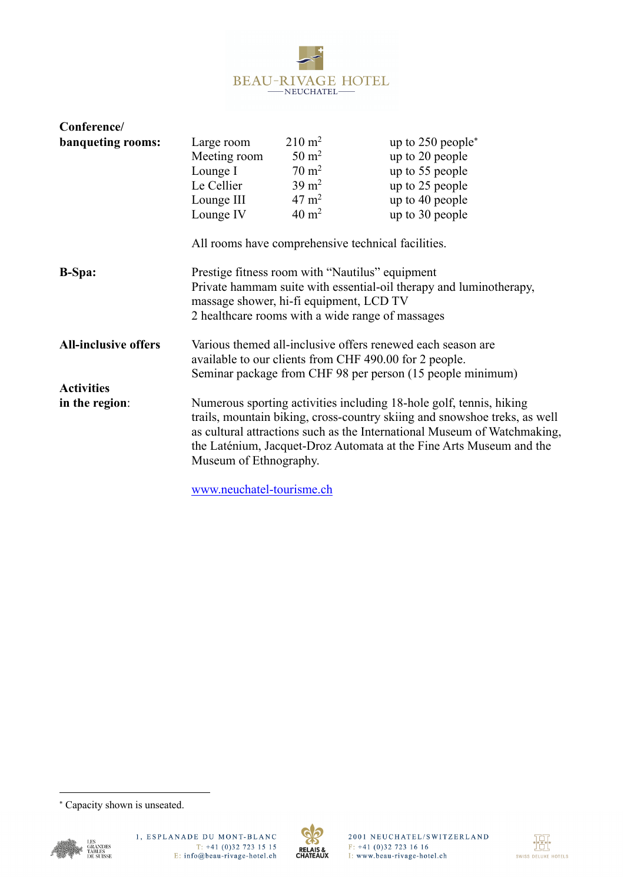**Conference/ banqueting rooms:**

| | | |
|---|---|---|
| Large room | 210 $m^2$ | up to 250 people* |
| Meeting room | 50 $m^2$ | up to 20 people |
| Lounge I | 70 $m^2$ | up to 55 people |
| Le Cellier | 39 $m^2$ | up to 25 people |
| Lounge III | 47 $m^2$ | up to 40 people |
| Lounge IV | 40 $m^2$ | up to 30 people |

All rooms have comprehensive technical facilities.

**B-Spa:**

Prestige fitness room with "Nautilus" equipment
Private hammam suite with essential-oil therapy and luminotherapy, massage shower, hi-fi equipment, LCD TV
2 healthcare rooms with a wide range of massages

**All-inclusive offers**

Various themed all-inclusive offers renewed each season are available to our clients from CHF 490.00 for 2 people.
Seminar package from CHF 98 per person (15 people minimum)

**Activities in the region:**

Numerous sporting activities including 18-hole golf, tennis, hiking trails, mountain biking, cross-country skiing and snowshoe treks, as well as cultural attractions such as the International Museum of Watchmaking, the Laténium, Jacquet-Droz Automata at the Fine Arts Museum and the Museum of Ethnography.

[www.neuchatel-tourisme.ch](http://www.neuchatel-tourisme.ch)

* Capacity shown is unseated.